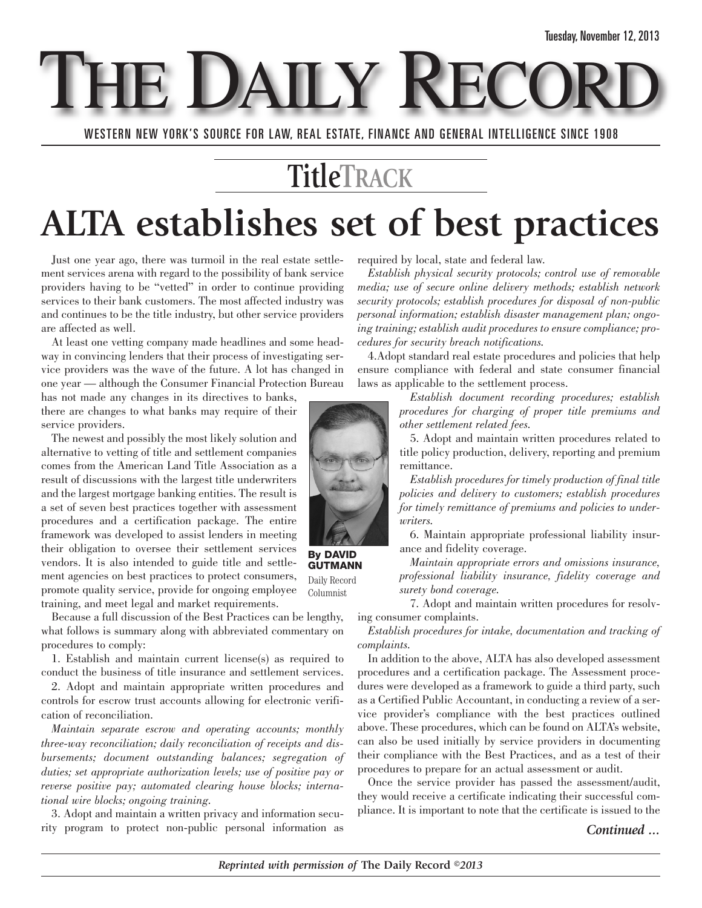Tuesday, November 12, 2013

# THE DAILY RECORD

WESTERN NEW YORK'S SOURCE FOR LAW, REAL ESTATE, FINANCE AND GENERAL INTELLIGENCE SINCE 1908

## TitleTRACK

# ALTA establishes set of best practices

By DAVID GUTMANN
Daily Record Columnist

Just one year ago, there was turmoil in the real estate settlement services arena with regard to the possibility of bank service providers having to be "vetted" in order to continue providing services to their bank customers. The most affected industry was and continues to be the title industry, but other service providers are affected as well.

At least one vetting company made headlines and some headway in convincing lenders that their process of investigating service providers was the wave of the future. A lot has changed in one year — although the Consumer Financial Protection Bureau has not made any changes in its directives to banks, there are changes to what banks may require of their service providers.

The newest and possibly the most likely solution and alternative to vetting of title and settlement companies comes from the American Land Title Association as a result of discussions with the largest title underwriters and the largest mortgage banking entities. The result is a set of seven best practices together with assessment procedures and a certification package. The entire framework was developed to assist lenders in meeting their obligation to oversee their settlement services vendors. It is also intended to guide title and settlement agencies on best practices to protect consumers, promote quality service, provide for ongoing employee training, and meet legal and market requirements.

Because a full discussion of the Best Practices can be lengthy, what follows is summary along with abbreviated commentary on procedures to comply:

1. Establish and maintain current license(s) as required to conduct the business of title insurance and settlement services.

2. Adopt and maintain appropriate written procedures and controls for escrow trust accounts allowing for electronic verification of reconciliation.

*Maintain separate escrow and operating accounts; monthly three-way reconciliation; daily reconciliation of receipts and disbursements; document outstanding balances; segregation of duties; set appropriate authorization levels; use of positive pay or reverse positive pay; automated clearing house blocks; international wire blocks; ongoing training.*

3. Adopt and maintain a written privacy and information security program to protect non-public personal information as required by local, state and federal law.

*Establish physical security protocols; control use of removable media; use of secure online delivery methods; establish network security protocols; establish procedures for disposal of non-public personal information; establish disaster management plan; ongoing training; establish audit procedures to ensure compliance; procedures for security breach notifications.*

4. Adopt standard real estate procedures and policies that help ensure compliance with federal and state consumer financial laws as applicable to the settlement process.

*Establish document recording procedures; establish procedures for charging of proper title premiums and other settlement related fees.*

5. Adopt and maintain written procedures related to title policy production, delivery, reporting and premium remittance.

*Establish procedures for timely production of final title policies and delivery to customers; establish procedures for timely remittance of premiums and policies to underwriters.*

6. Maintain appropriate professional liability insurance and fidelity coverage.

*Maintain appropriate errors and omissions insurance, professional liability insurance, fidelity coverage and surety bond coverage.*

7. Adopt and maintain written procedures for resolving consumer complaints.

*Establish procedures for intake, documentation and tracking of complaints.*

In addition to the above, ALTA has also developed assessment procedures and a certification package. The Assessment procedures were developed as a framework to guide a third party, such as a Certified Public Accountant, in conducting a review of a service provider's compliance with the best practices outlined above. These procedures, which can be found on ALTA's website, can also be used initially by service providers in documenting their compliance with the Best Practices, and as a test of their procedures to prepare for an actual assessment or audit.

Once the service provider has passed the assessment/audit, they would receive a certificate indicating their successful compliance. It is important to note that the certificate is issued to the

*Continued ...*

*Reprinted with permission of* **The Daily Record** *©2013*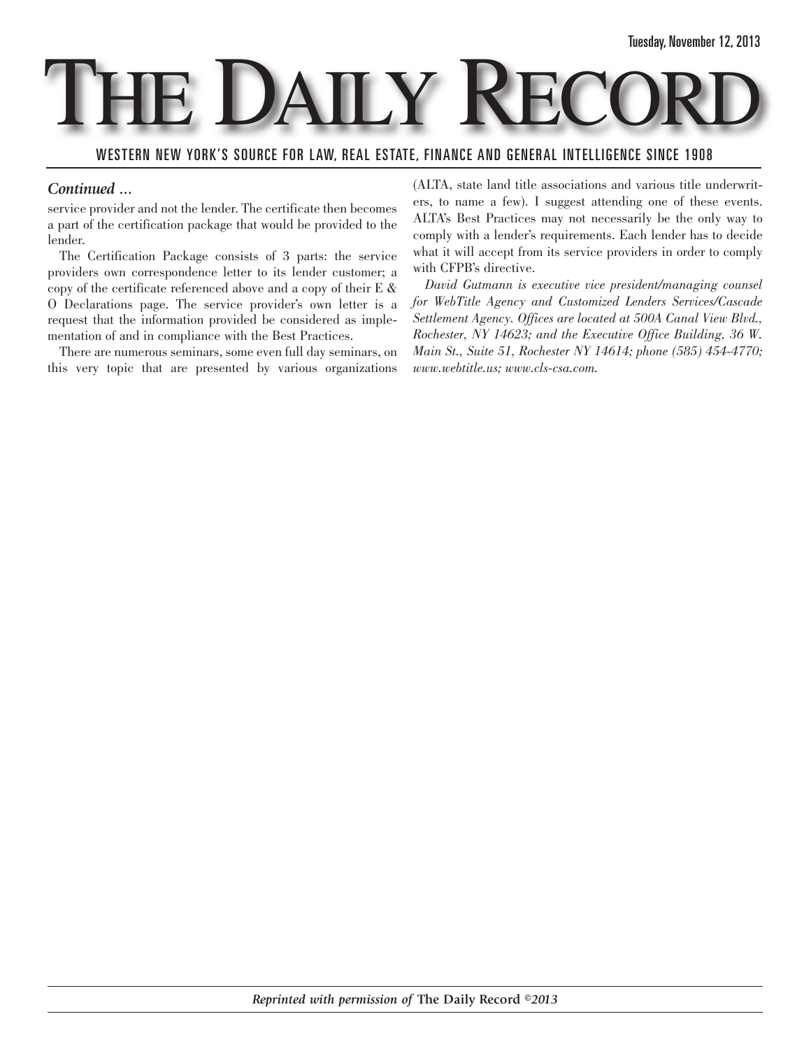*Continued ...*

service provider and not the lender. The certificate then becomes a part of the certification package that would be provided to the lender.

The Certification Package consists of 3 parts: the service providers own correspondence letter to its lender customer; a copy of the certificate referenced above and a copy of their E & O Declarations page. The service provider's own letter is a request that the information provided be considered as implementation of and in compliance with the Best Practices.

There are numerous seminars, some even full day seminars, on this very topic that are presented by various organizations (ALTA, state land title associations and various title underwriters, to name a few). I suggest attending one of these events. ALTA's Best Practices may not necessarily be the only way to comply with a lender's requirements. Each lender has to decide what it will accept from its service providers in order to comply with CFPB's directive.

*David Gutmann is executive vice president/managing counsel for WebTitle Agency and Customized Lenders Services/Cascade Settlement Agency. Offices are located at 500A Canal View Blvd., Rochester, NY 14623; and the Executive Office Building, 36 W. Main St., Suite 51, Rochester NY 14614; phone (585) 454-4770; www.webtitle.us; www.cls-csa.com.*

*Reprinted with permission of* **The Daily Record** *©2013*